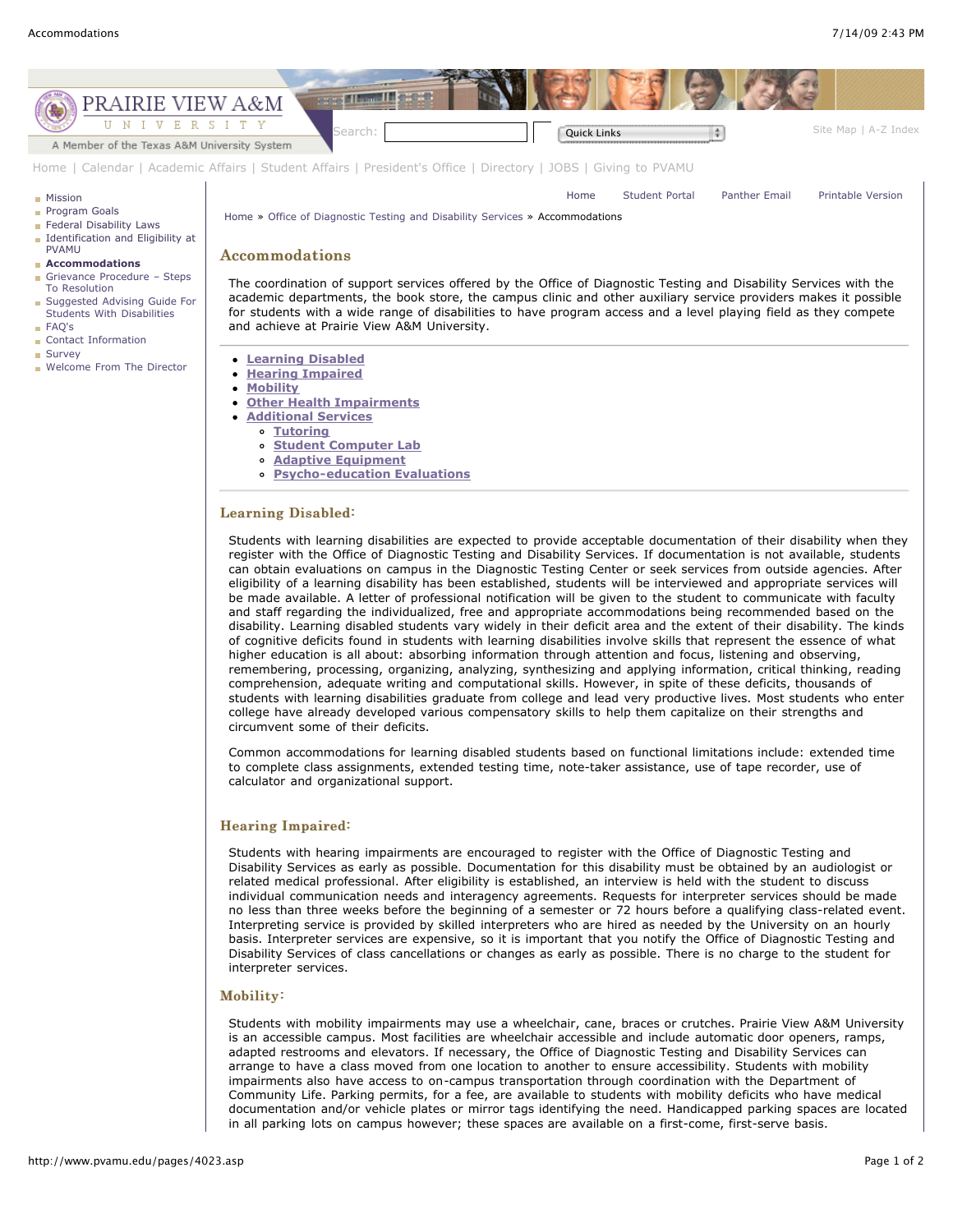PRAIRIE VIEW A&M UNIVERSITY

A Member of the Texas A&M University System

Search:

Site Map | A-Z Index

Home | Calendar | Academic Affairs | Student Affairs | President's Office | Directory | JOBS | Giving to PVAMU

- Mission
- Program Goals
- Federal Disability Laws
- Identification and Eligibility at PVAMU
- **Accommodations**
- Grievance Procedure – Steps To Resolution
- Suggested Advising Guide For Students With Disabilities
- FAQ's
- Contact Information
- Survey
- Welcome From The Director

Home | Student Portal | Panther Email | Printable Version

Home » Office of Diagnostic Testing and Disability Services » Accommodations

## Accommodations

The coordination of support services offered by the Office of Diagnostic Testing and Disability Services with the academic departments, the book store, the campus clinic and other auxiliary service providers makes it possible for students with a wide range of disabilities to have program access and a level playing field as they compete and achieve at Prairie View A&M University.

---

- **Learning Disabled**
- **Hearing Impaired**
- **Mobility**
- **Other Health Impairments**
- **Additional Services**
  - **Tutoring**
  - **Student Computer Lab**
  - **Adaptive Equipment**
  - **Psycho-education Evaluations**

---

### Learning Disabled:

Students with learning disabilities are expected to provide acceptable documentation of their disability when they register with the Office of Diagnostic Testing and Disability Services. If documentation is not available, students can obtain evaluations on campus in the Diagnostic Testing Center or seek services from outside agencies. After eligibility of a learning disability has been established, students will be interviewed and appropriate services will be made available. A letter of professional notification will be given to the student to communicate with faculty and staff regarding the individualized, free and appropriate accommodations being recommended based on the disability. Learning disabled students vary widely in their deficit area and the extent of their disability. The kinds of cognitive deficits found in students with learning disabilities involve skills that represent the essence of what higher education is all about: absorbing information through attention and focus, listening and observing, remembering, processing, organizing, analyzing, synthesizing and applying information, critical thinking, reading comprehension, adequate writing and computational skills. However, in spite of these deficits, thousands of students with learning disabilities graduate from college and lead very productive lives. Most students who enter college have already developed various compensatory skills to help them capitalize on their strengths and circumvent some of their deficits.

Common accommodations for learning disabled students based on functional limitations include: extended time to complete class assignments, extended testing time, note-taker assistance, use of tape recorder, use of calculator and organizational support.

### Hearing Impaired:

Students with hearing impairments are encouraged to register with the Office of Diagnostic Testing and Disability Services as early as possible. Documentation for this disability must be obtained by an audiologist or related medical professional. After eligibility is established, an interview is held with the student to discuss individual communication needs and interagency agreements. Requests for interpreter services should be made no less than three weeks before the beginning of a semester or 72 hours before a qualifying class-related event. Interpreting service is provided by skilled interpreters who are hired as needed by the University on an hourly basis. Interpreter services are expensive, so it is important that you notify the Office of Diagnostic Testing and Disability Services of class cancellations or changes as early as possible. There is no charge to the student for interpreter services.

### Mobility:

Students with mobility impairments may use a wheelchair, cane, braces or crutches. Prairie View A&M University is an accessible campus. Most facilities are wheelchair accessible and include automatic door openers, ramps, adapted restrooms and elevators. If necessary, the Office of Diagnostic Testing and Disability Services can arrange to have a class moved from one location to another to ensure accessibility. Students with mobility impairments also have access to on-campus transportation through coordination with the Department of Community Life. Parking permits, for a fee, are available to students with mobility deficits who have medical documentation and/or vehicle plates or mirror tags identifying the need. Handicapped parking spaces are located in all parking lots on campus however; these spaces are available on a first-come, first-serve basis.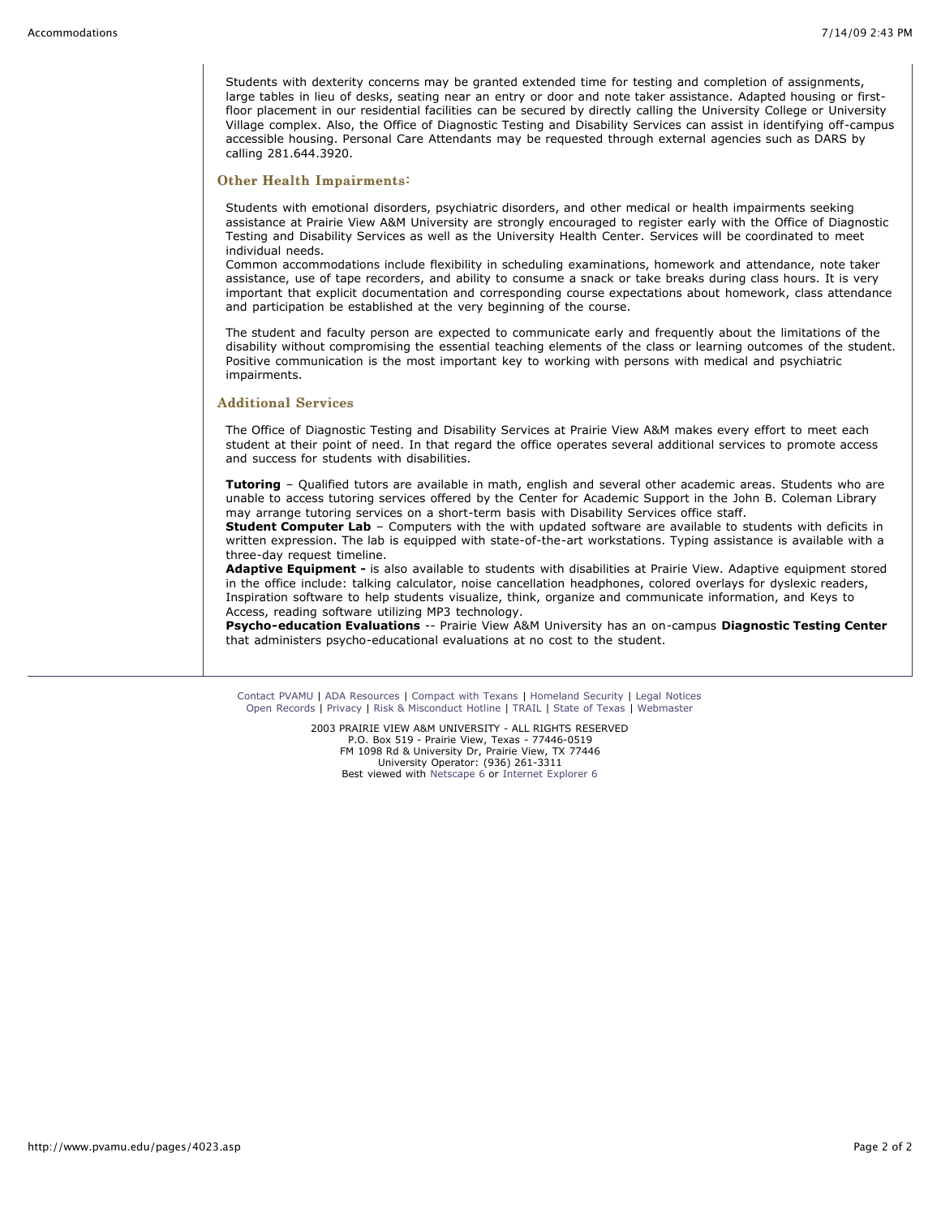Students with dexterity concerns may be granted extended time for testing and completion of assignments, large tables in lieu of desks, seating near an entry or door and note taker assistance. Adapted housing or first-floor placement in our residential facilities can be secured by directly calling the University College or University Village complex. Also, the Office of Diagnostic Testing and Disability Services can assist in identifying off-campus accessible housing. Personal Care Attendants may be requested through external agencies such as DARS by calling 281.644.3920.

### Other Health Impairments:

Students with emotional disorders, psychiatric disorders, and other medical or health impairments seeking assistance at Prairie View A&M University are strongly encouraged to register early with the Office of Diagnostic Testing and Disability Services as well as the University Health Center. Services will be coordinated to meet individual needs.
Common accommodations include flexibility in scheduling examinations, homework and attendance, note taker assistance, use of tape recorders, and ability to consume a snack or take breaks during class hours. It is very important that explicit documentation and corresponding course expectations about homework, class attendance and participation be established at the very beginning of the course.

The student and faculty person are expected to communicate early and frequently about the limitations of the disability without compromising the essential teaching elements of the class or learning outcomes of the student. Positive communication is the most important key to working with persons with medical and psychiatric impairments.

### Additional Services

The Office of Diagnostic Testing and Disability Services at Prairie View A&M makes every effort to meet each student at their point of need. In that regard the office operates several additional services to promote access and success for students with disabilities.

**Tutoring** – Qualified tutors are available in math, english and several other academic areas. Students who are unable to access tutoring services offered by the Center for Academic Support in the John B. Coleman Library may arrange tutoring services on a short-term basis with Disability Services office staff.
**Student Computer Lab** – Computers with the with updated software are available to students with deficits in written expression. The lab is equipped with state-of-the-art workstations. Typing assistance is available with a three-day request timeline.
**Adaptive Equipment -** is also available to students with disabilities at Prairie View. Adaptive equipment stored in the office include: talking calculator, noise cancellation headphones, colored overlays for dyslexic readers, Inspiration software to help students visualize, think, organize and communicate information, and Keys to Access, reading software utilizing MP3 technology.
**Psycho-education Evaluations** -- Prairie View A&M University has an on-campus **Diagnostic Testing Center** that administers psycho-educational evaluations at no cost to the student.

Contact PVAMU | ADA Resources | Compact with Texans | Homeland Security | Legal Notices
Open Records | Privacy | Risk & Misconduct Hotline | TRAIL | State of Texas | Webmaster

2003 PRAIRIE VIEW A&M UNIVERSITY - ALL RIGHTS RESERVED
P.O. Box 519 - Prairie View, Texas - 77446-0519
FM 1098 Rd & University Dr, Prairie View, TX 77446
University Operator: (936) 261-3311
Best viewed with Netscape 6 or Internet Explorer 6